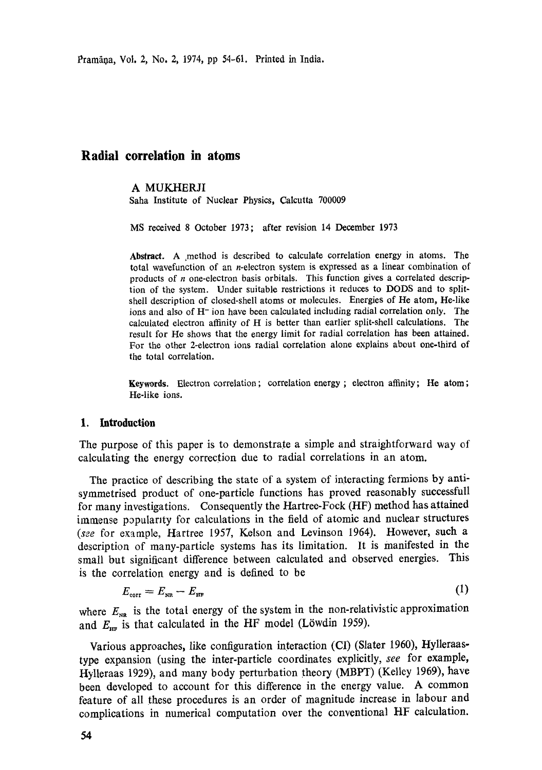# Radial correlation in atoms

A MUKHERJI

Saha Institute of Nuclear Physics, Calcutta 700009

MS received 8 October 1973; after revision 14 December 1973

**Abstract.** A method is described to calculate correlation energy in atoms. The total wavefunction of an $n$-electron system is expressed as a linear combination of products of $n$ one-electron basis orbitals. This function gives a correlated description of the system. Under suitable restrictions it reduces to DODS and to split-shell description of closed-shell atoms or molecules. Energies of He atom, He-like ions and also of $H^-$ ion have been calculated including radial correlation only. The calculated electron affinity of H is better than earlier split-shell calculations. The result for He shows that the energy limit for radial correlation has been attained. For the other 2-electron ions radial correlation alone explains about one-third of the total correlation.

**Keywords.** Electron correlation; correlation energy; electron affinity; He atom; He-like ions.

## 1. Introduction

The purpose of this paper is to demonstrate a simple and straightforward way of calculating the energy correction due to radial correlations in an atom.

The practice of describing the state of a system of interacting fermions by antisymmetrised product of one-particle functions has proved reasonably successfull for many investigations. Consequently the Hartree-Fock (HF) method has attained immense popularity for calculations in the field of atomic and nuclear structures (*see* for example, Hartree 1957, Kelson and Levinson 1964). However, such a description of many-particle systems has its limitation. It is manifested in the small but significant difference between calculated and observed energies. This is the correlation energy and is defined to be

$$E_{\text{corr}} = E_{\text{NR}} - E_{\text{HF}} \tag{1}$$

where $E_{\text{NR}}$ is the total energy of the system in the non-relativistic approximation and $E_{\text{HF}}$ is that calculated in the HF model (Löwdin 1959).

Various approaches, like configuration interaction (CI) (Slater 1960), Hylleraas-type expansion (using the inter-particle coordinates explicitly, *see* for example, Hylleraas 1929), and many body perturbation theory (MBPT) (Kelley 1969), have been developed to account for this difference in the energy value. A common feature of all these procedures is an order of magnitude increase in labour and complications in numerical computation over the conventional HF calculation.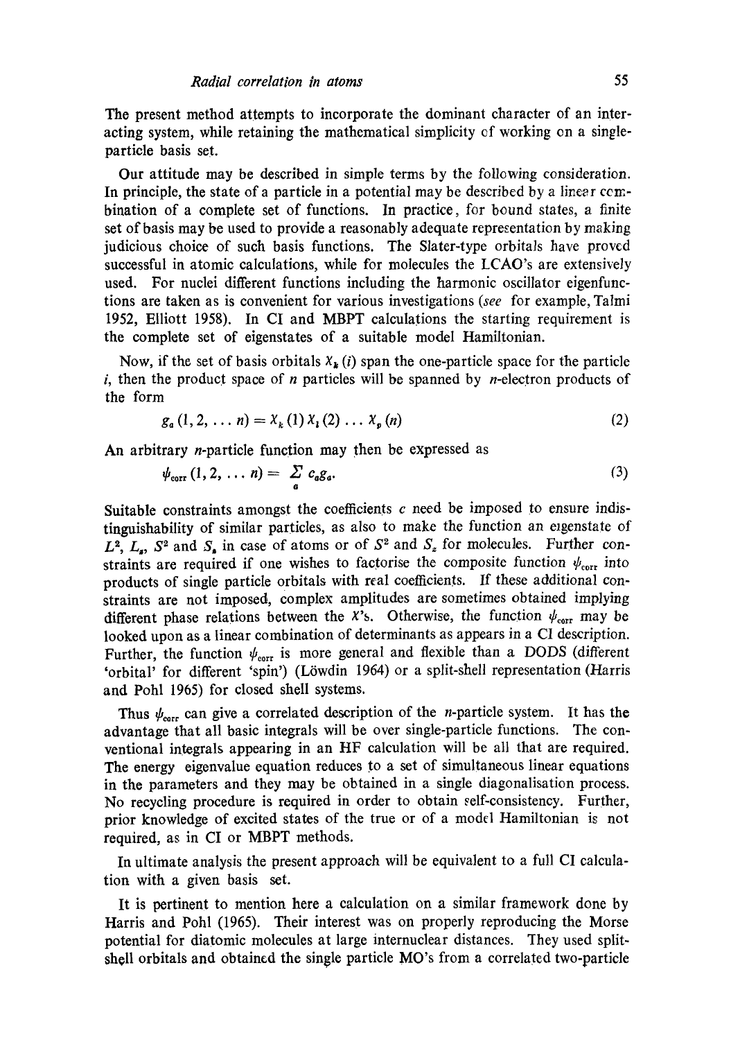The present method attempts to incorporate the dominant character of an interacting system, while retaining the mathematical simplicity of working on a single-particle basis set.

Our attitude may be described in simple terms by the following consideration. In principle, the state of a particle in a potential may be described by a linear combination of a complete set of functions. In practice, for bound states, a finite set of basis may be used to provide a reasonably adequate representation by making judicious choice of such basis functions. The Slater-type orbitals have proved successful in atomic calculations, while for molecules the LCAO's are extensively used. For nuclei different functions including the harmonic oscillator eigenfunctions are taken as is convenient for various investigations (*see* for example, Talmi 1952, Elliott 1958). In CI and MBPT calculations the starting requirement is the complete set of eigenstates of a suitable model Hamiltonian.

Now, if the set of basis orbitals $\chi_k(i)$ span the one-particle space for the particle $i$, then the product space of $n$ particles will be spanned by $n$-electron products of the form

$$g_a(1, 2, \ldots n) = \chi_k(1)\, \chi_l(2) \ldots \chi_p(n) \tag{2}$$

An arbitrary $n$-particle function may then be expressed as

$$\psi_{\text{corr}}(1, 2, \ldots n) = \sum_a c_a g_a. \tag{3}$$

Suitable constraints amongst the coefficients $c$ need be imposed to ensure indistinguishability of similar particles, as also to make the function an eigenstate of $L^2$, $L_z$, $S^2$ and $S_z$ in case of atoms or of $S^2$ and $S_z$ for molecules. Further constraints are required if one wishes to factorise the composite function $\psi_{\text{corr}}$ into products of single particle orbitals with real coefficients. If these additional constraints are not imposed, complex amplitudes are sometimes obtained implying different phase relations between the $\chi$'s. Otherwise, the function $\psi_{\text{corr}}$ may be looked upon as a linear combination of determinants as appears in a CI description. Further, the function $\psi_{\text{corr}}$ is more general and flexible than a DODS (different 'orbital' for different 'spin') (Löwdin 1964) or a split-shell representation (Harris and Pohl 1965) for closed shell systems.

Thus $\psi_{\text{corr}}$ can give a correlated description of the $n$-particle system. It has the advantage that all basic integrals will be over single-particle functions. The conventional integrals appearing in an HF calculation will be all that are required. The energy eigenvalue equation reduces to a set of simultaneous linear equations in the parameters and they may be obtained in a single diagonalisation process. No recycling procedure is required in order to obtain self-consistency. Further, prior knowledge of excited states of the true or of a model Hamiltonian is not required, as in CI or MBPT methods.

In ultimate analysis the present approach will be equivalent to a full CI calculation with a given basis set.

It is pertinent to mention here a calculation on a similar framework done by Harris and Pohl (1965). Their interest was on properly reproducing the Morse potential for diatomic molecules at large internuclear distances. They used split-shell orbitals and obtained the single particle MO's from a correlated two-particle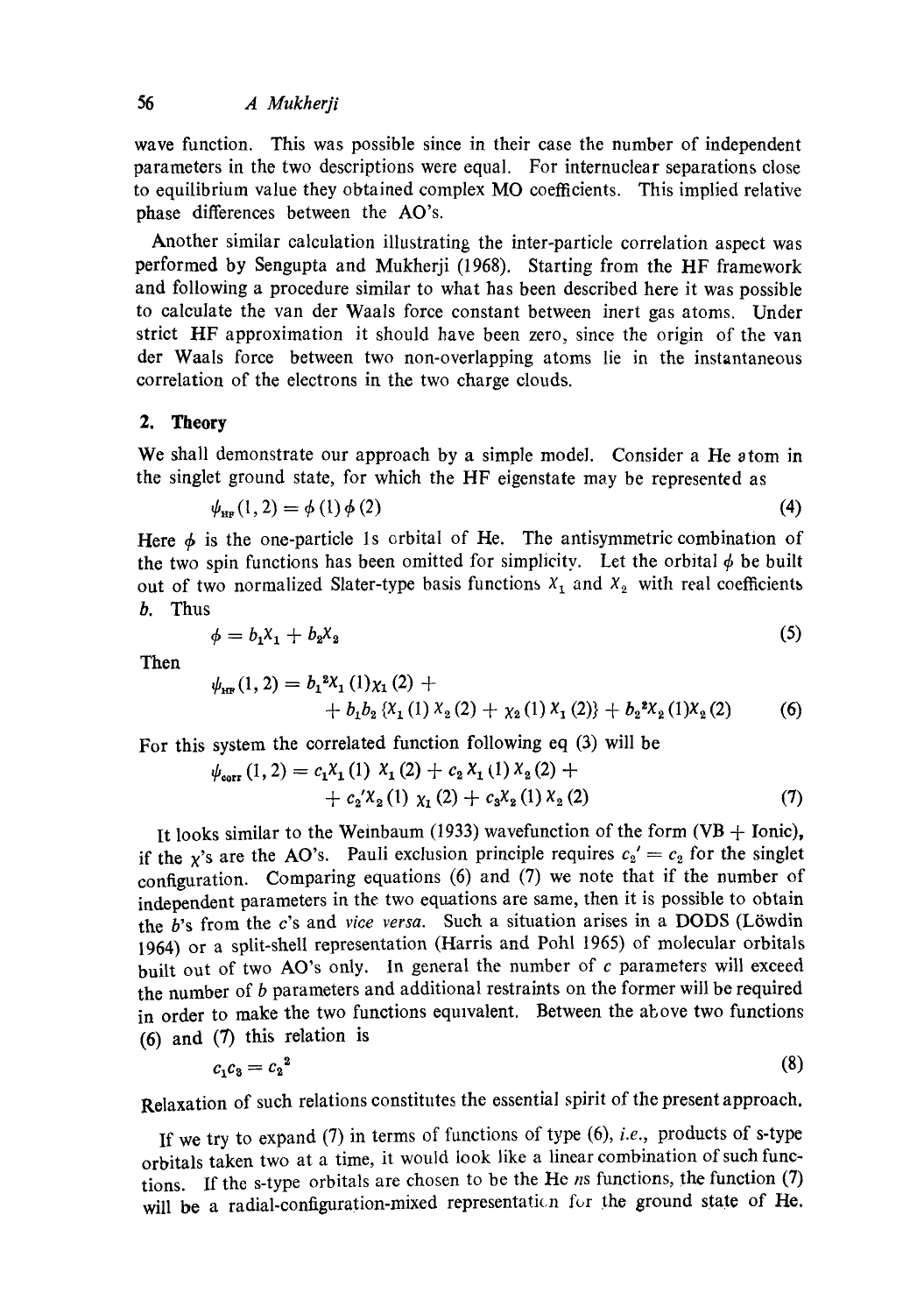wave function. This was possible since in their case the number of independent parameters in the two descriptions were equal. For internuclear separations close to equilibrium value they obtained complex MO coefficients. This implied relative phase differences between the AO's.

Another similar calculation illustrating the inter-particle correlation aspect was performed by Sengupta and Mukherji (1968). Starting from the HF framework and following a procedure similar to what has been described here it was possible to calculate the van der Waals force constant between inert gas atoms. Under strict HF approximation it should have been zero, since the origin of the van der Waals force between two non-overlapping atoms lie in the instantaneous correlation of the electrons in the two charge clouds.

## 2. Theory

We shall demonstrate our approach by a simple model. Consider a He atom in the singlet ground state, for which the HF eigenstate may be represented as

$$\psi_{\text{HF}}(1, 2) = \phi(1)\phi(2) \tag{4}$$

Here $\phi$ is the one-particle 1s orbital of He. The antisymmetric combination of the two spin functions has been omitted for simplicity. Let the orbital $\phi$ be built out of two normalized Slater-type basis functions $\chi_1$ and $\chi_2$ with real coefficients $b$. Thus

$$\phi = b_1\chi_1 + b_2\chi_2 \tag{5}$$

Then

$$\psi_{\text{HF}}(1, 2) = b_1^2\chi_1(1)\chi_1(2) + b_1 b_2\{\chi_1(1)\chi_2(2) + \chi_2(1)\chi_1(2)\} + b_2^2\chi_2(1)\chi_2(2) \tag{6}$$

For this system the correlated function following eq (3) will be

$$\psi_{\text{corr}}(1, 2) = c_1\chi_1(1)\chi_1(2) + c_2\chi_1(1)\chi_2(2) + c_2'\chi_2(1)\chi_1(2) + c_3\chi_2(1)\chi_2(2) \tag{7}$$

It looks similar to the Weinbaum (1933) wavefunction of the form (VB + Ionic), if the $\chi$'s are the AO's. Pauli exclusion principle requires $c_2' = c_2$ for the singlet configuration. Comparing equations (6) and (7) we note that if the number of independent parameters in the two equations are same, then it is possible to obtain the $b$'s from the $c$'s and *vice versa*. Such a situation arises in a DODS (Löwdin 1964) or a split-shell representation (Harris and Pohl 1965) of molecular orbitals built out of two AO's only. In general the number of $c$ parameters will exceed the number of $b$ parameters and additional restraints on the former will be required in order to make the two functions equivalent. Between the above two functions (6) and (7) this relation is

$$c_1 c_3 = c_2^2 \tag{8}$$

Relaxation of such relations constitutes the essential spirit of the present approach.

If we try to expand (7) in terms of functions of type (6), *i.e.*, products of s-type orbitals taken two at a time, it would look like a linear combination of such functions. If the s-type orbitals are chosen to be the He *ns* functions, the function (7) will be a radial-configuration-mixed representation for the ground state of He.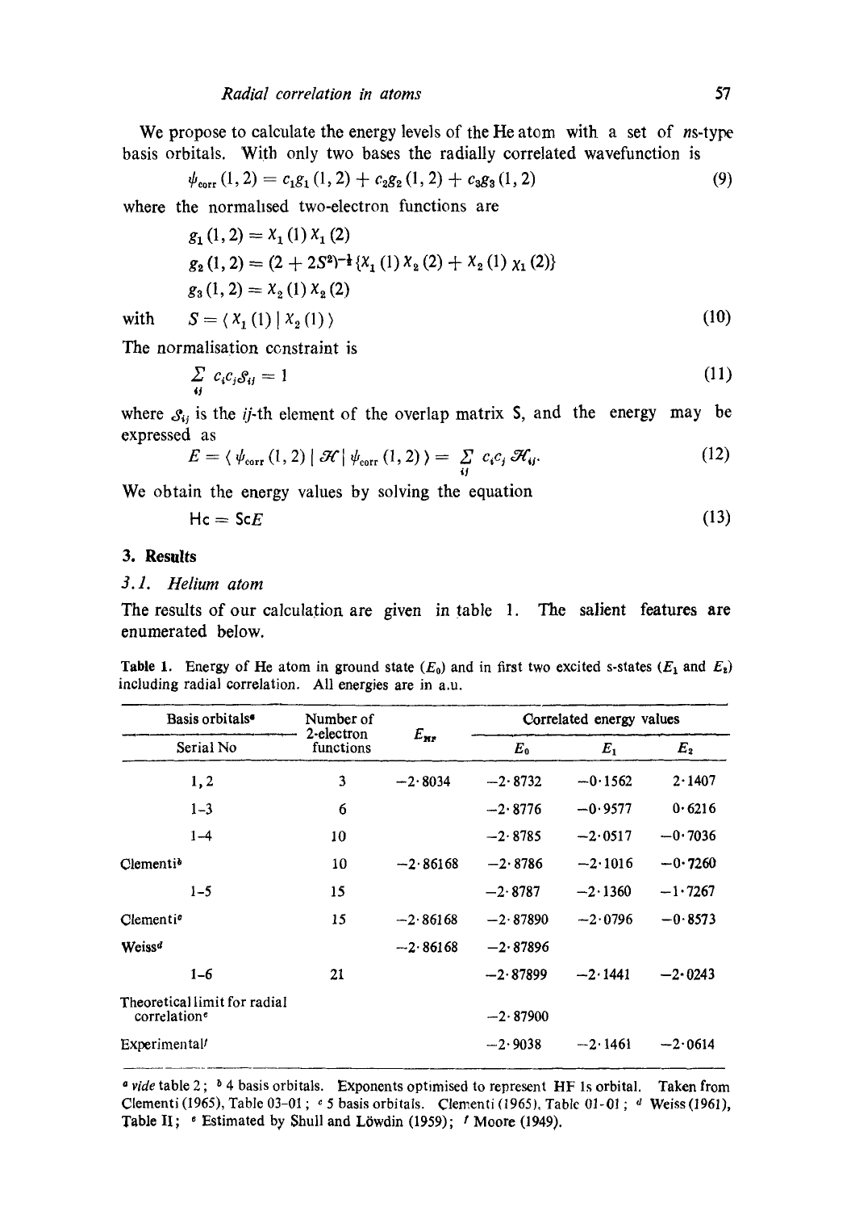We propose to calculate the energy levels of the He atom with a set of $ns$-type basis orbitals. With only two bases the radially correlated wavefunction is

$$\psi_{\mathrm{corr}}(1,2) = c_1 g_1(1,2) + c_2 g_2(1,2) + c_3 g_3(1,2) \tag{9}$$

where the normalised two-electron functions are

$$g_1(1,2) = \chi_1(1)\chi_1(2)$$

$$g_2(1,2) = (2+2S^2)^{-\frac{1}{2}}\{\chi_1(1)\chi_2(2) + \chi_2(1)\chi_1(2)\}$$

$$g_3(1,2) = \chi_2(1)\chi_2(2)$$

with $\quad S = \langle \chi_1(1) \mid \chi_2(1) \rangle \tag{10}$

The normalisation constraint is

$$\sum_{ij} c_i c_j \mathcal{S}_{ij} = 1 \tag{11}$$

where $\mathcal{S}_{ij}$ is the $ij$-th element of the overlap matrix S, and the energy may be expressed as

$$E = \langle \psi_{\mathrm{corr}}(1,2) \mid \mathcal{H} \mid \psi_{\mathrm{corr}}(1,2) \rangle = \sum_{ij} c_i c_j \mathcal{H}_{ij}. \tag{12}$$

We obtain the energy values by solving the equation

$$\mathrm{H}c = \mathrm{S}cE \tag{13}$$

## 3. Results

### 3.1. Helium atom

The results of our calculation are given in table 1. The salient features are enumerated below.

**Table 1.** Energy of He atom in ground state ($E_0$) and in first two excited s-states ($E_1$ and $E_2$) including radial correlation. All energies are in a.u.

| Basis orbitals[a] Serial No | Number of 2-electron functions | $E_{HF}$ | Correlated energy values $E_0$ | $E_1$ | $E_2$ |
|---|---|---|---|---|---|
| 1, 2 | 3 | −2·8034 | −2·8732 | −0·1562 | 2·1407 |
| 1–3 | 6 | | −2·8776 | −0·9577 | 0·6216 |
| 1–4 | 10 | | −2·8785 | −2·0517 | −0·7036 |
| Clementi[b] | 10 | −2·86168 | −2·8786 | −2·1016 | −0·7260 |
| 1–5 | 15 | | −2·8787 | −2·1360 | −1·7267 |
| Clementi[c] | 15 | −2·86168 | −2·87890 | −2·0796 | −0·8573 |
| Weiss[d] | | −2·86168 | −2·87896 | | |
| 1–6 | 21 | | −2·87899 | −2·1441 | −2·0243 |
| Theoretical limit for radial correlation[e] | | | −2·87900 | | |
| Experimental[f] | | | −2·9038 | −2·1461 | −2·0614 |

[a] *vide* table 2; [b] 4 basis orbitals. Exponents optimised to represent HF 1s orbital. Taken from Clementi (1965), Table 03-01; [c] 5 basis orbitals. Clementi (1965), Table 01-01; [d] Weiss (1961), Table II; [e] Estimated by Shull and Löwdin (1959); [f] Moore (1949).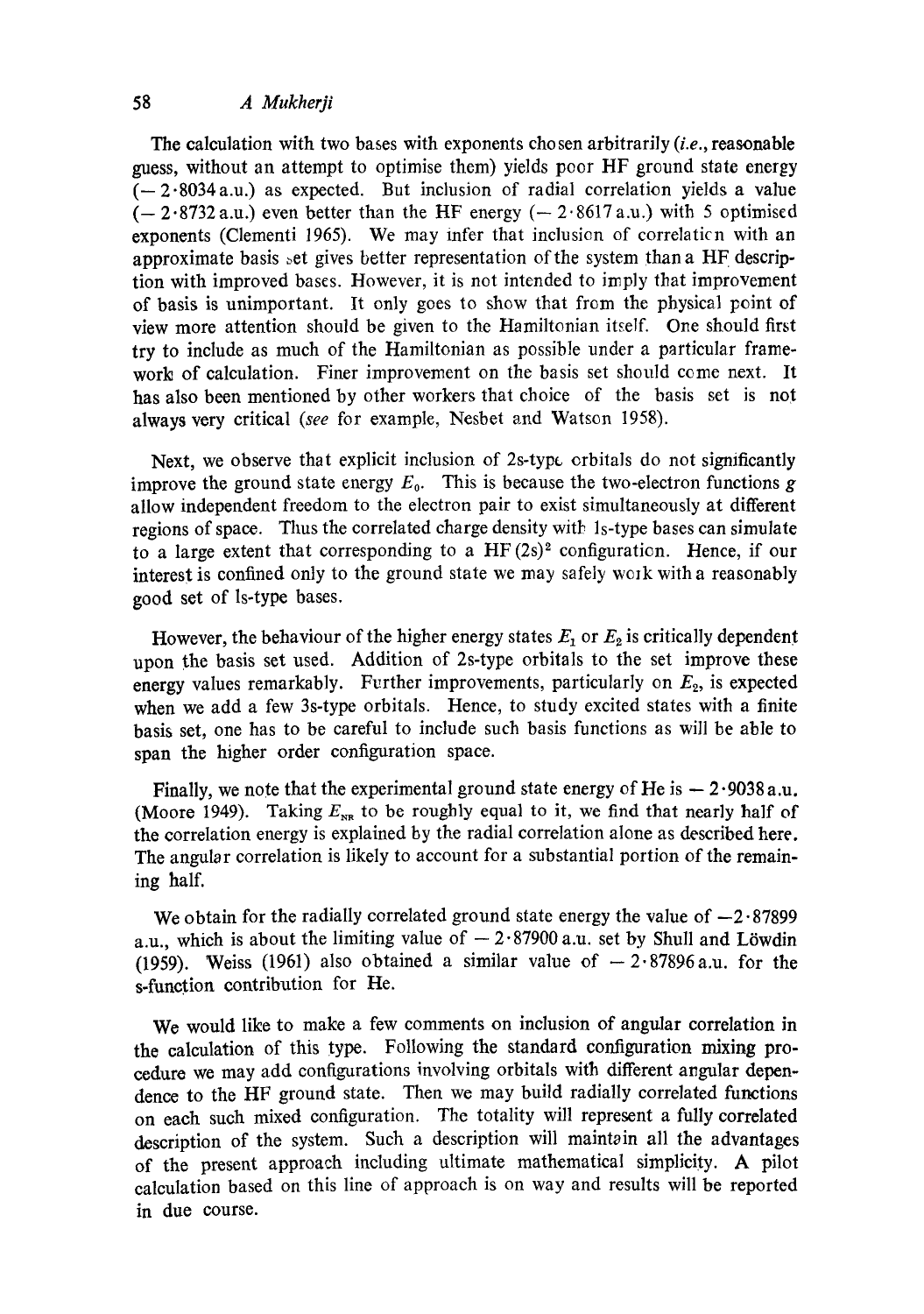The calculation with two bases with exponents chosen arbitrarily (*i.e.*, reasonable guess, without an attempt to optimise them) yields poor HF ground state energy ($-2 \cdot 8034$ a.u.) as expected. But inclusion of radial correlation yields a value ($-2 \cdot 8732$ a.u.) even better than the HF energy ($-2 \cdot 8617$ a.u.) with 5 optimised exponents (Clementi 1965). We may infer that inclusion of correlation with an approximate basis set gives better representation of the system than a HF description with improved bases. However, it is not intended to imply that improvement of basis is unimportant. It only goes to show that from the physical point of view more attention should be given to the Hamiltonian itself. One should first try to include as much of the Hamiltonian as possible under a particular framework of calculation. Finer improvement on the basis set should come next. It has also been mentioned by other workers that choice of the basis set is not always very critical (*see* for example, Nesbet and Watson 1958).

Next, we observe that explicit inclusion of 2s-type orbitals do not significantly improve the ground state energy $E_0$. This is because the two-electron functions $g$ allow independent freedom to the electron pair to exist simultaneously at different regions of space. Thus the correlated charge density with 1s-type bases can simulate to a large extent that corresponding to a HF $(2s)^2$ configuration. Hence, if our interest is confined only to the ground state we may safely work with a reasonably good set of 1s-type bases.

However, the behaviour of the higher energy states $E_1$ or $E_2$ is critically dependent upon the basis set used. Addition of 2s-type orbitals to the set improve these energy values remarkably. Further improvements, particularly on $E_2$, is expected when we add a few 3s-type orbitals. Hence, to study excited states with a finite basis set, one has to be careful to include such basis functions as will be able to span the higher order configuration space.

Finally, we note that the experimental ground state energy of He is $-2 \cdot 9038$ a.u. (Moore 1949). Taking $E_{NR}$ to be roughly equal to it, we find that nearly half of the correlation energy is explained by the radial correlation alone as described here. The angular correlation is likely to account for a substantial portion of the remaining half.

We obtain for the radially correlated ground state energy the value of $-2 \cdot 87899$ a.u., which is about the limiting value of $-2 \cdot 87900$ a.u. set by Shull and Löwdin (1959). Weiss (1961) also obtained a similar value of $-2 \cdot 87896$ a.u. for the s-function contribution for He.

We would like to make a few comments on inclusion of angular correlation in the calculation of this type. Following the standard configuration mixing procedure we may add configurations involving orbitals with different angular dependence to the HF ground state. Then we may build radially correlated functions on each such mixed configuration. The totality will represent a fully correlated description of the system. Such a description will maintain all the advantages of the present approach including ultimate mathematical simplicity. A pilot calculation based on this line of approach is on way and results will be reported in due course.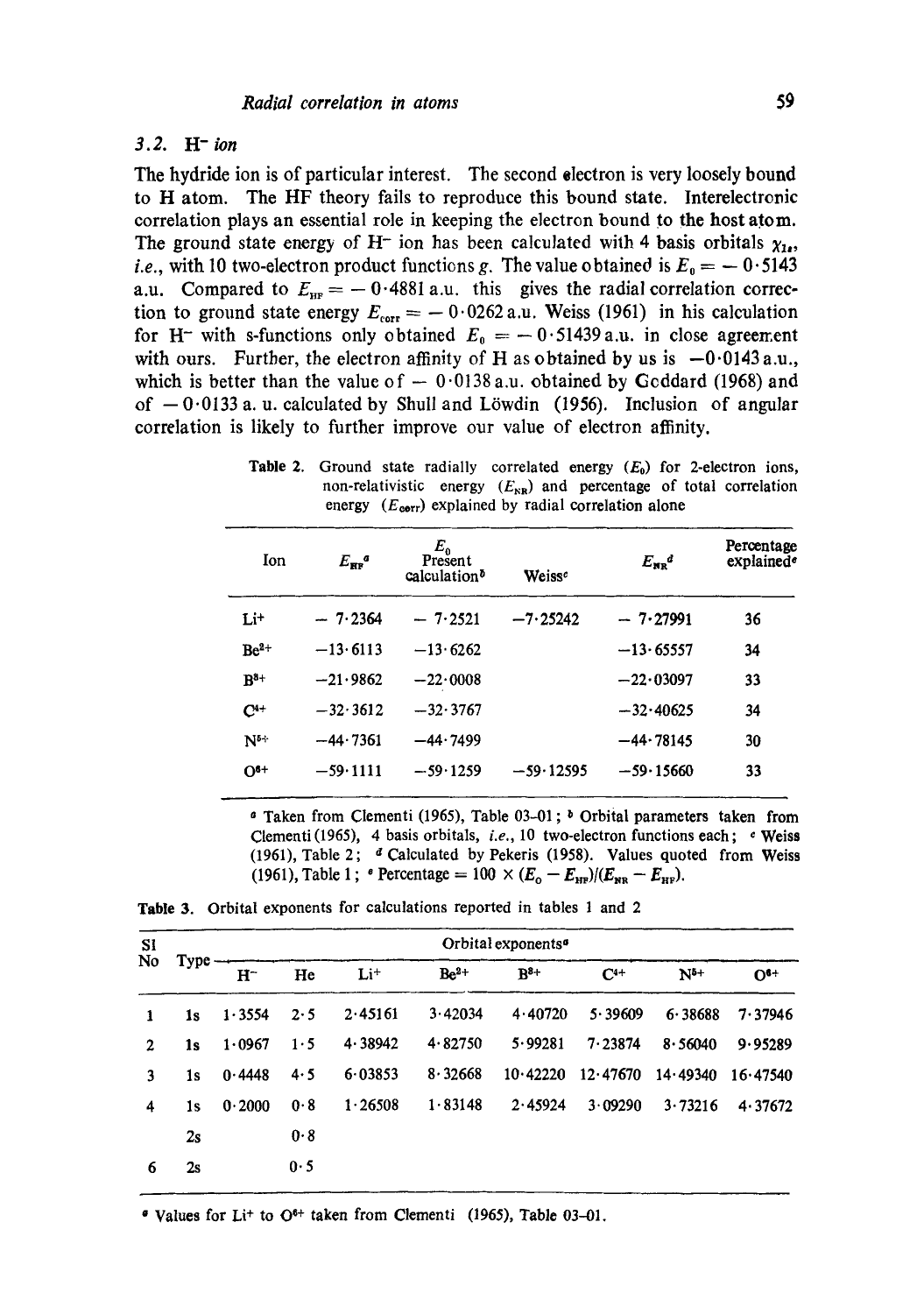### 3.2. $H^-$ ion

The hydride ion is of particular interest. The second electron is very loosely bound to H atom. The HF theory fails to reproduce this bound state. Interelectronic correlation plays an essential role in keeping the electron bound to the host atom. The ground state energy of $H^-$ ion has been calculated with 4 basis orbitals $\chi_{1s}$, *i.e.*, with 10 two-electron product functions $g$. The value obtained is $E_0 = -0.5143$ a.u. Compared to $E_{HF} = -0.4881$ a.u. this gives the radial correlation correction to ground state energy $E_{corr} = -0.0262$ a.u. Weiss (1961) in his calculation for $H^-$ with s-functions only obtained $E_0 = -0.51439$ a.u. in close agreement with ours. Further, the electron affinity of H as obtained by us is $-0.0143$ a.u., which is better than the value of $-0.0138$ a.u. obtained by Goddard (1968) and of $-0.0133$ a. u. calculated by Shull and Löwdin (1956). Inclusion of angular correlation is likely to further improve our value of electron affinity.

**Table 2.** Ground state radially correlated energy ($E_0$) for 2-electron ions, non-relativistic energy ($E_{NR}$) and percentage of total correlation energy ($E_{corr}$) explained by radial correlation alone

| Ion | $E_{HF}$ [a] | $E_0$ Present calculation [b] | Weiss [c] | $E_{NR}$ [d] | Percentage explained [e] |
|---|---|---|---|---|---|
| $Li^+$ | $-7.2364$ | $-7.2521$ | $-7.25242$ | $-7.27991$ | 36 |
| $Be^{2+}$ | $-13.6113$ | $-13.6262$ | | $-13.65557$ | 34 |
| $B^{3+}$ | $-21.9862$ | $-22.0008$ | | $-22.03097$ | 33 |
| $C^{4+}$ | $-32.3612$ | $-32.3767$ | | $-32.40625$ | 34 |
| $N^{5+}$ | $-44.7361$ | $-44.7499$ | | $-44.78145$ | 30 |
| $O^{6+}$ | $-59.1111$ | $-59.1259$ | $-59.12595$ | $-59.15660$ | 33 |

[a] Taken from Clementi (1965), Table 03–01; [b] Orbital parameters taken from Clementi (1965), 4 basis orbitals, *i.e.*, 10 two-electron functions each; [c] Weiss (1961), Table 2; [d] Calculated by Pekeris (1958). Values quoted from Weiss (1961), Table 1; [e] Percentage $= 100 \times (E_0 - E_{HF})/(E_{NR} - E_{HF})$.

**Table 3.** Orbital exponents for calculations reported in tables 1 and 2

| Sl No | Type | Orbital exponents [a] | | | | | | | |
|---|---|---|---|---|---|---|---|---|---|
| | | $H^-$ | He | $Li^+$ | $Be^{2+}$ | $B^{3+}$ | $C^{4+}$ | $N^{5+}$ | $O^{6+}$ |
| 1 | 1s | 1·3554 | 2·5 | 2·45161 | 3·42034 | 4·40720 | 5·39609 | 6·38688 | 7·37946 |
| 2 | 1s | 1·0967 | 1·5 | 4·38942 | 4·82750 | 5·99281 | 7·23874 | 8·56040 | 9·95289 |
| 3 | 1s | 0·4448 | 4·5 | 6·03853 | 8·32668 | 10·42220 | 12·47670 | 14·49340 | 16·47540 |
| 4 | 1s | 0·2000 | 0·8 | 1·26508 | 1·83148 | 2·45924 | 3·09290 | 3·73216 | 4·37672 |
| | 2s | | 0·8 | | | | | | |
| 6 | 2s | | 0·5 | | | | | | |

[a] Values for $Li^+$ to $O^{6+}$ taken from Clementi (1965), Table 03–01.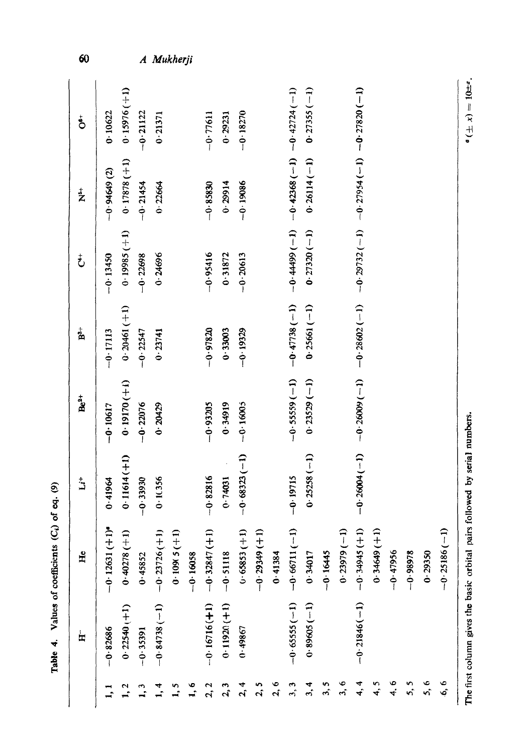**Table 4.** Values of coefficients ($C_i$) of eq. (9)

| | $H^-$ | He | $Li^+$ | $Be^{2+}$ | $B^{3+}$ | $C^{4+}$ | $N^{5+}$ | $O^{6+}$ |
|---|---|---|---|---|---|---|---|---|
| 1, 1 | −0·82686 | −0·12631 (+1)[a] | 0·41964 | −0·10617 | −0·17113 | −0·13450 | −0·94649 (2) | 0·10622 |
| 1, 2 | 0·22540 (+1) | 0·40278 (+1) | 0·11614 (+1) | 0·19170 (+1) | 0·20461 (+1) | 0·19985 (+1) | 0·17878 (+1) | 0·15976 (+1) |
| 1, 3 | −0·35391 | 0·45852 | −0·33930 | −0·22076 | −0·22547 | −0·22698 | −0·21454 | −0·21122 |
| 1, 4 | −0·84738 (−1) | −0·23726 (+1) | 0·10356 | 0·20429 | 0·23741 | 0·24696 | 0·22664 | 0·21371 |
| 1, 5 | | 0·10905 (+1) | | | | | | |
| 1, 6 | | −0·16058 | | | | | | |
| 2, 2 | −0·16716 (+1) | −0·32847 (+1) | −0·82816 | −0·93205 | −0·97820 | −0·95416 | −0·85830 | −0·77611 |
| 2, 3 | 0·11920 (+1) | −0·51118 | 0·74031 | 0·34919 | 0·33003 | 0·31872 | 0·29914 | 0·29231 |
| 2, 4 | 0·49867 | 0·65853 (+1) | −0·68323 (−1) | −0·16005 | −0·19329 | −0·20613 | −0·19086 | −0·18270 |
| 2, 5 | | −0·29349 (+1) | | | | | | |
| 2, 6 | | 0·41384 | | | | | | |
| 3, 3 | −0·65555 (−1) | −0·66711 (−1) | −0·19715 | −0·55559 (−1) | −0·47738 (−1) | −0·44499 (−1) | −0·42368 (−1) | −0·42724 (−1) |
| 3, 4 | 0·89605 (−1) | 0·34017 | 0·25258 (−1) | 0·23529 (−1) | 0·25661 (−1) | 0·27320 (−1) | 0·26114 (−1) | 0·27355 (−1) |
| 3, 5 | | −0·16445 | | | | | | |
| 3, 6 | | 0·23979 (−1) | | | | | | |
| 4, 4 | −0·21846 (−1) | −0·34945 (+1) | −0·26004 (−1) | −0·26009 (−1) | −0·28602 (−1) | −0·29732 (−1) | −0·27954 (−1) | −0·27820 (−1) |
| 4, 5 | | 0·34649 (+1) | | | | | | |
| 4, 6 | | −0·47956 | | | | | | |
| 5, 5 | | −0·98978 | | | | | | |
| 5, 6 | | 0·29350 | | | | | | |
| 6, 6 | | −0·25186 (−1) | | | | | | |

The first column gives the basic orbital pairs followed by serial numbers.

[a] $(\pm x) = 10^{\pm x}$.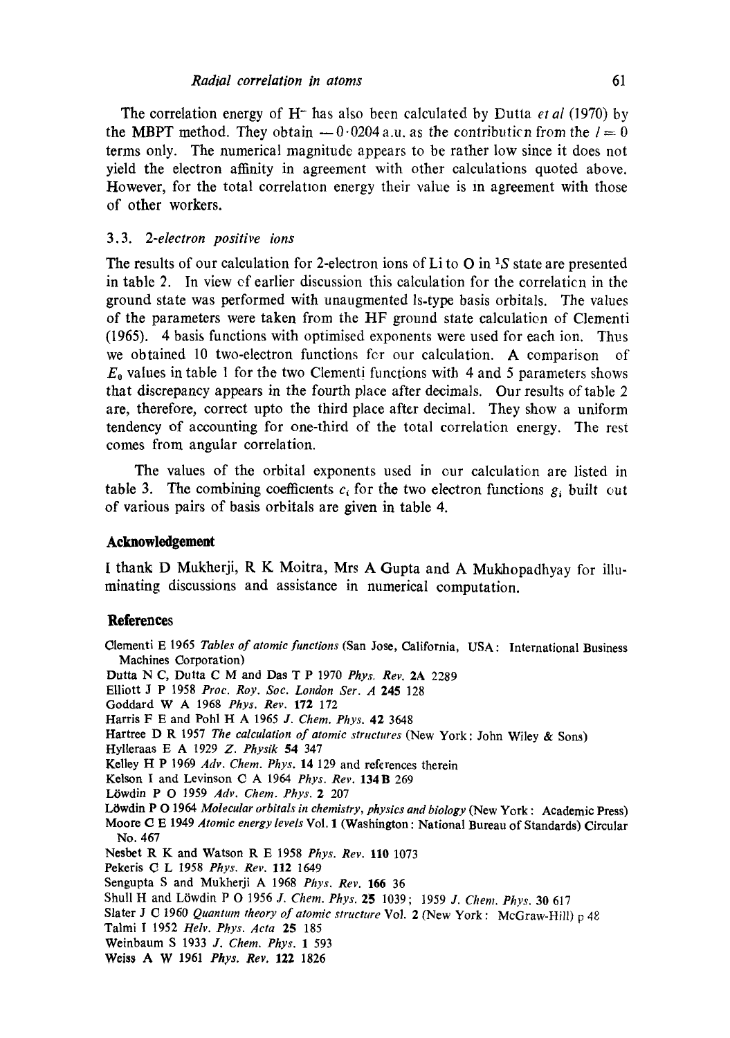The correlation energy of $H^-$ has also been calculated by Dutta *et al* (1970) by the MBPT method. They obtain $-0 \cdot 0204$ a.u. as the contribution from the $l = 0$ terms only. The numerical magnitude appears to be rather low since it does not yield the electron affinity in agreement with other calculations quoted above. However, for the total correlation energy their value is in agreement with those of other workers.

### 3.3. *2-electron positive ions*

The results of our calculation for 2-electron ions of Li to O in $^1S$ state are presented in table 2. In view of earlier discussion this calculation for the correlation in the ground state was performed with unaugmented ls-type basis orbitals. The values of the parameters were taken from the HF ground state calculation of Clementi (1965). 4 basis functions with optimised exponents were used for each ion. Thus we obtained 10 two-electron functions for our calculation. A comparison of $E_0$ values in table 1 for the two Clementi functions with 4 and 5 parameters shows that discrepancy appears in the fourth place after decimals. Our results of table 2 are, therefore, correct upto the third place after decimal. They show a uniform tendency of accounting for one-third of the total correlation energy. The rest comes from angular correlation.

The values of the orbital exponents used in our calculation are listed in table 3. The combining coefficients $c_i$ for the two electron functions $g_i$ built out of various pairs of basis orbitals are given in table 4.

## Acknowledgement

I thank D Mukherji, R K Moitra, Mrs A Gupta and A Mukhopadhyay for illuminating discussions and assistance in numerical computation.

## References

Clementi E 1965 *Tables of atomic functions* (San Jose, California, USA: International Business Machines Corporation)
Dutta N C, Dutta C M and Das T P 1970 *Phys. Rev.* **2A** 2289
Elliott J P 1958 *Proc. Roy. Soc. London Ser. A* **245** 128
Goddard W A 1968 *Phys. Rev.* **172** 172
Harris F E and Pohl H A 1965 *J. Chem. Phys.* **42** 3648
Hartree D R 1957 *The calculation of atomic structures* (New York: John Wiley & Sons)
Hylleraas E A 1929 *Z. Physik* **54** 347
Kelley H P 1969 *Adv. Chem. Phys.* **14** 129 and references therein
Kelson I and Levinson C A 1964 *Phys. Rev.* **134B** 269
Löwdin P O 1959 *Adv. Chem. Phys.* **2** 207
Löwdin P O 1964 *Molecular orbitals in chemistry, physics and biology* (New York: Academic Press)
Moore C E 1949 *Atomic energy levels* Vol. **1** (Washington: National Bureau of Standards) Circular No. 467
Nesbet R K and Watson R E 1958 *Phys. Rev.* **110** 1073
Pekeris C L 1958 *Phys. Rev.* **112** 1649
Sengupta S and Mukherji A 1968 *Phys. Rev.* **166** 36
Shull H and Löwdin P O 1956 *J. Chem. Phys.* **25** 1039; 1959 *J. Chem. Phys.* **30** 617
Slater J C 1960 *Quantum theory of atomic structure* Vol. **2** (New York: McGraw-Hill) p 48
Talmi I 1952 *Helv. Phys. Acta* **25** 185
Weinbaum S 1933 *J. Chem. Phys.* **1** 593
Weiss A W 1961 *Phys. Rev.* **122** 1826